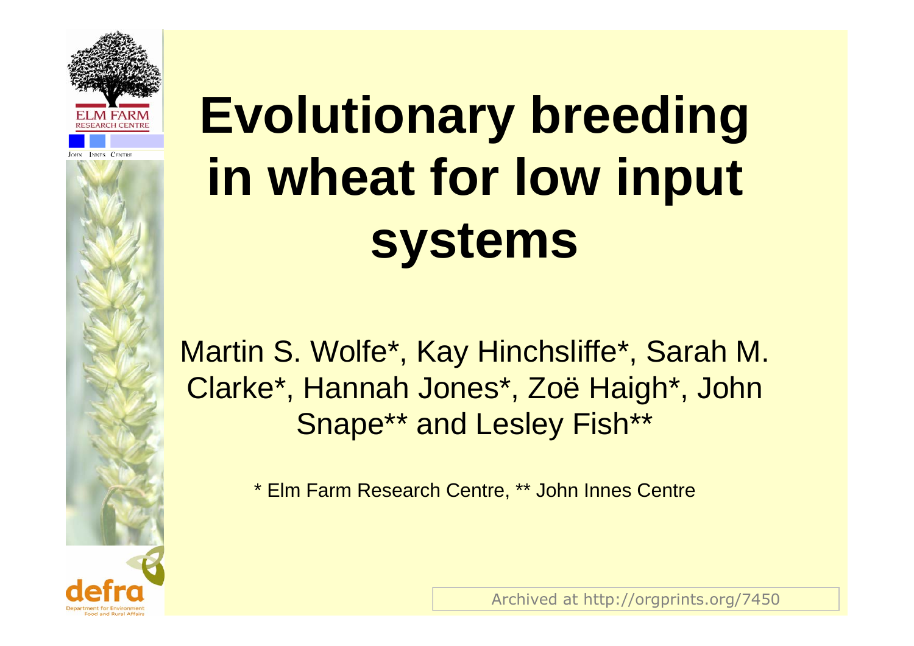# Evolutionary breeding in wheat for low input systems

Martin S. Wolfe*, Kay Hinchsliffe*, Sarah M. Clarke*, Hannah Jones*, Zoë Haigh*, John Snape** and Lesley Fish**

* Elm Farm Research Centre, ** John Innes Centre

Archived at http://orgprints.org/7450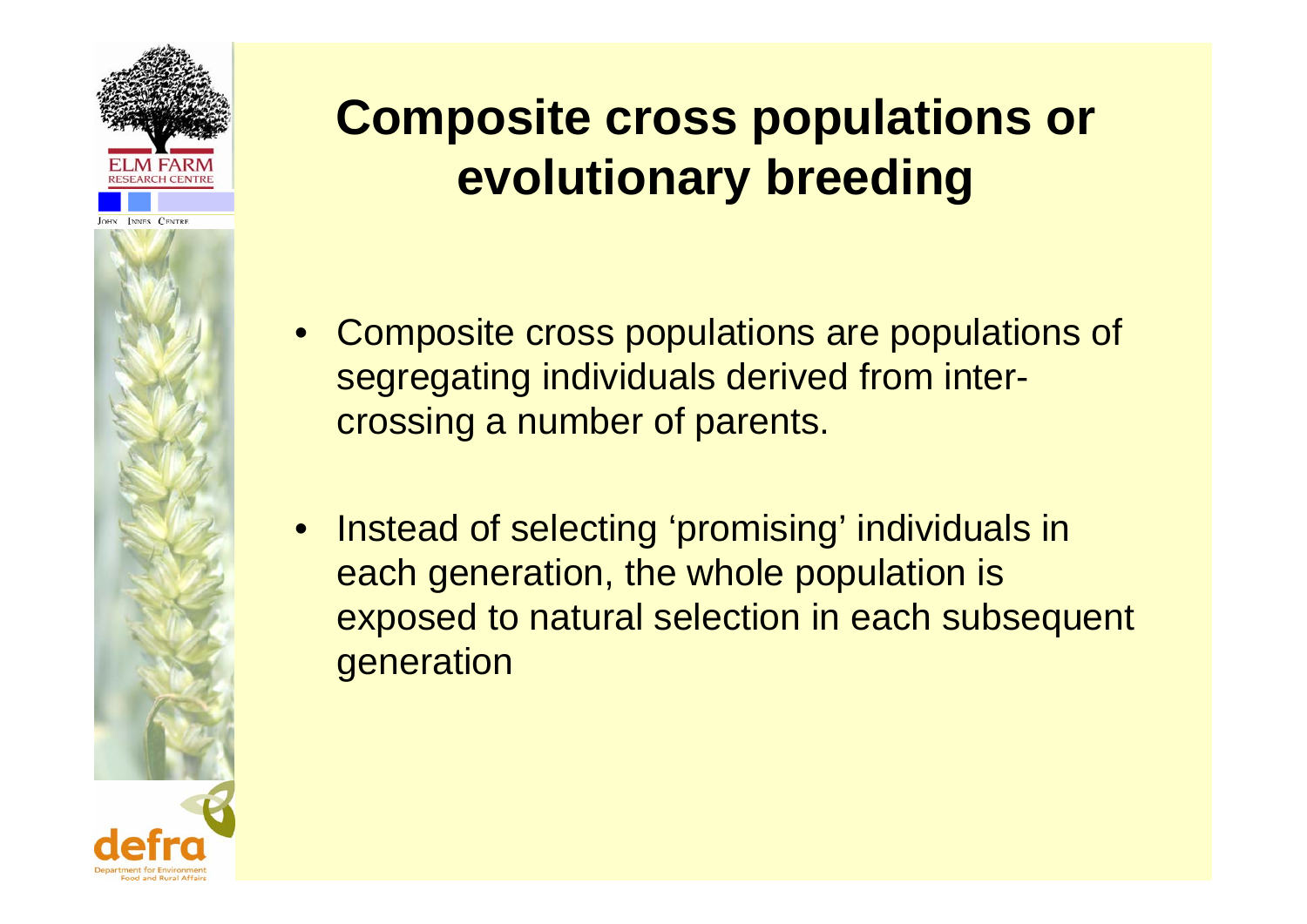# Composite cross populations or evolutionary breeding

- Composite cross populations are populations of segregating individuals derived from inter-crossing a number of parents.
- Instead of selecting 'promising' individuals in each generation, the whole population is exposed to natural selection in each subsequent generation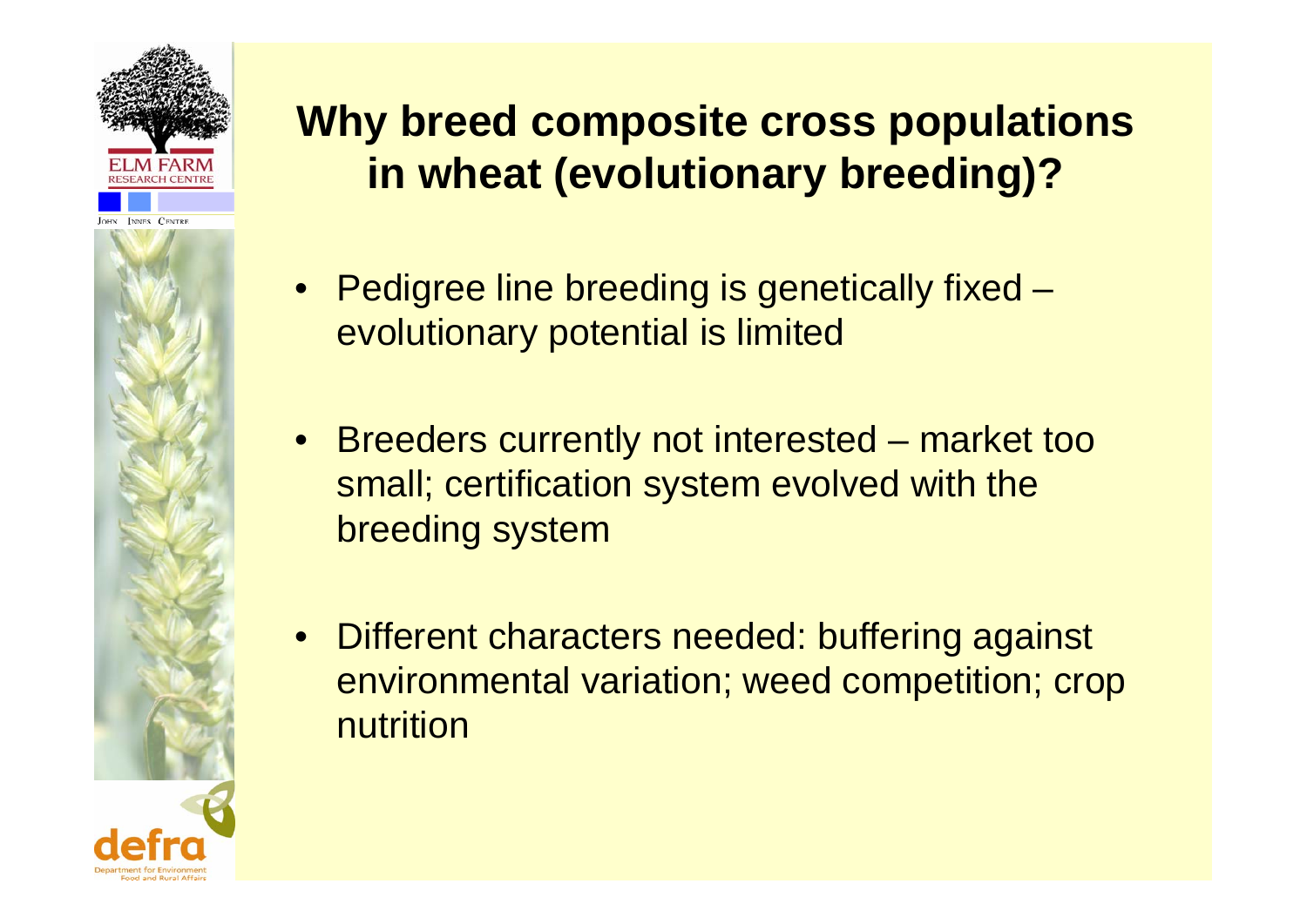# Why breed composite cross populations in wheat (evolutionary breeding)?

- Pedigree line breeding is genetically fixed – evolutionary potential is limited
- Breeders currently not interested – market too small; certification system evolved with the breeding system
- Different characters needed: buffering against environmental variation; weed competition; crop nutrition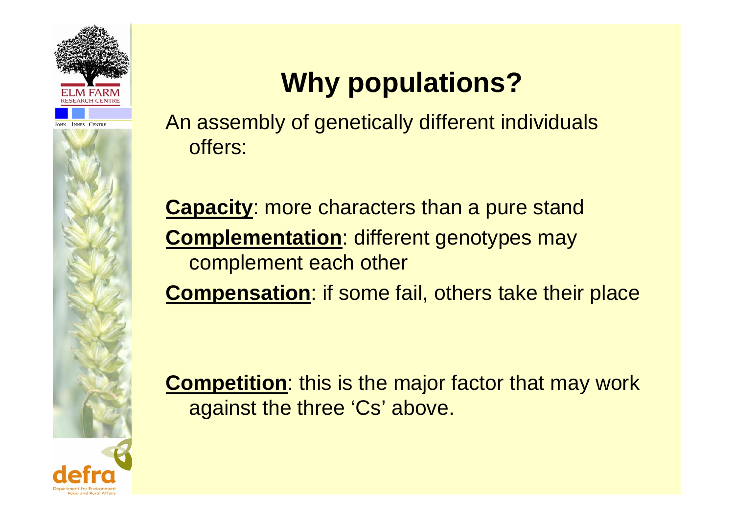# Why populations?

An assembly of genetically different individuals offers:

**Capacity**: more characters than a pure stand

**Complementation**: different genotypes may complement each other

**Compensation**: if some fail, others take their place

**Competition**: this is the major factor that may work against the three 'Cs' above.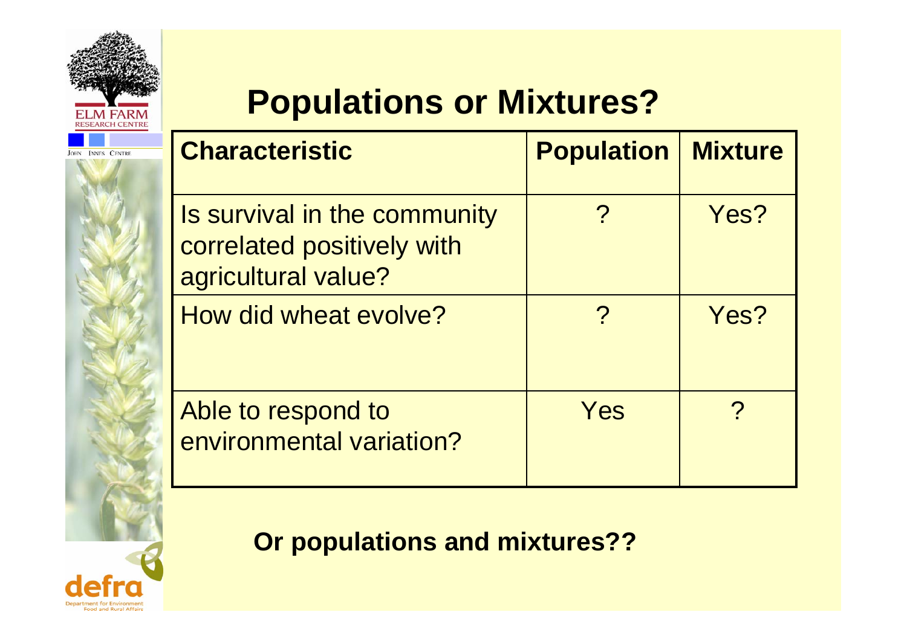# Populations or Mixtures?

| Characteristic | Population | Mixture |
|---|---|---|
| Is survival in the community correlated positively with agricultural value? | ? | Yes? |
| How did wheat evolve? | ? | Yes? |
| Able to respond to environmental variation? | Yes | ? |

**Or populations and mixtures??**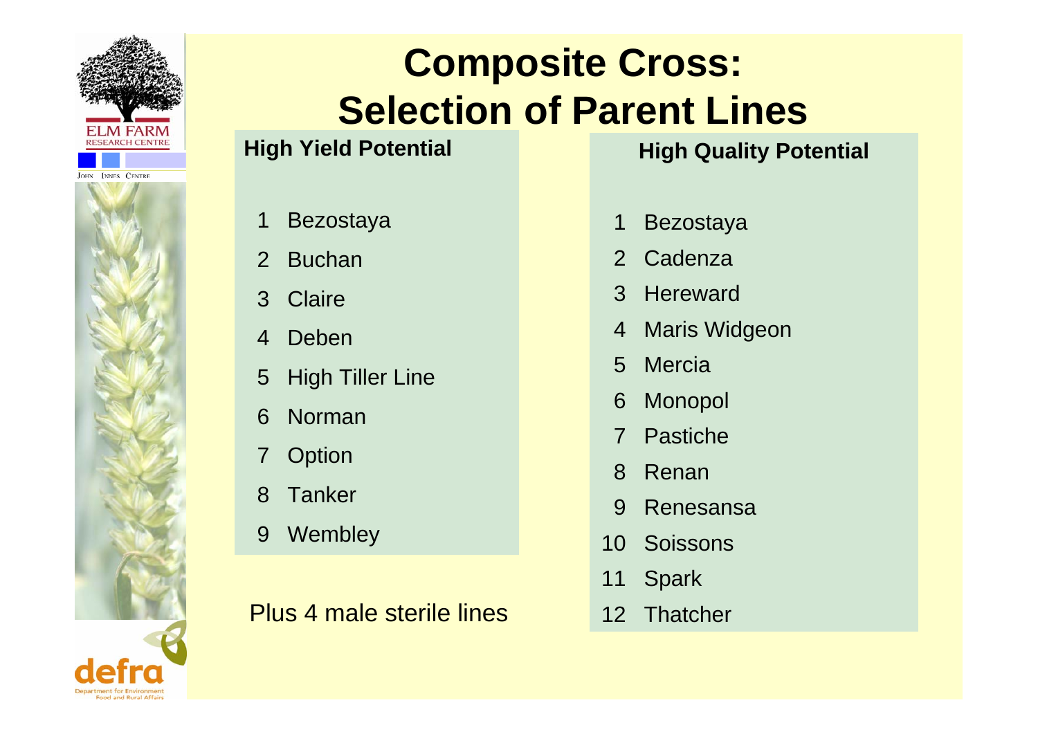# Composite Cross: Selection of Parent Lines

**High Yield Potential**

1. Bezostaya
2. Buchan
3. Claire
4. Deben
5. High Tiller Line
6. Norman
7. Option
8. Tanker
9. Wembley

Plus 4 male sterile lines

**High Quality Potential**

1. Bezostaya
2. Cadenza
3. Hereward
4. Maris Widgeon
5. Mercia
6. Monopol
7. Pastiche
8. Renan
9. Renesansa
10. Soissons
11. Spark
12. Thatcher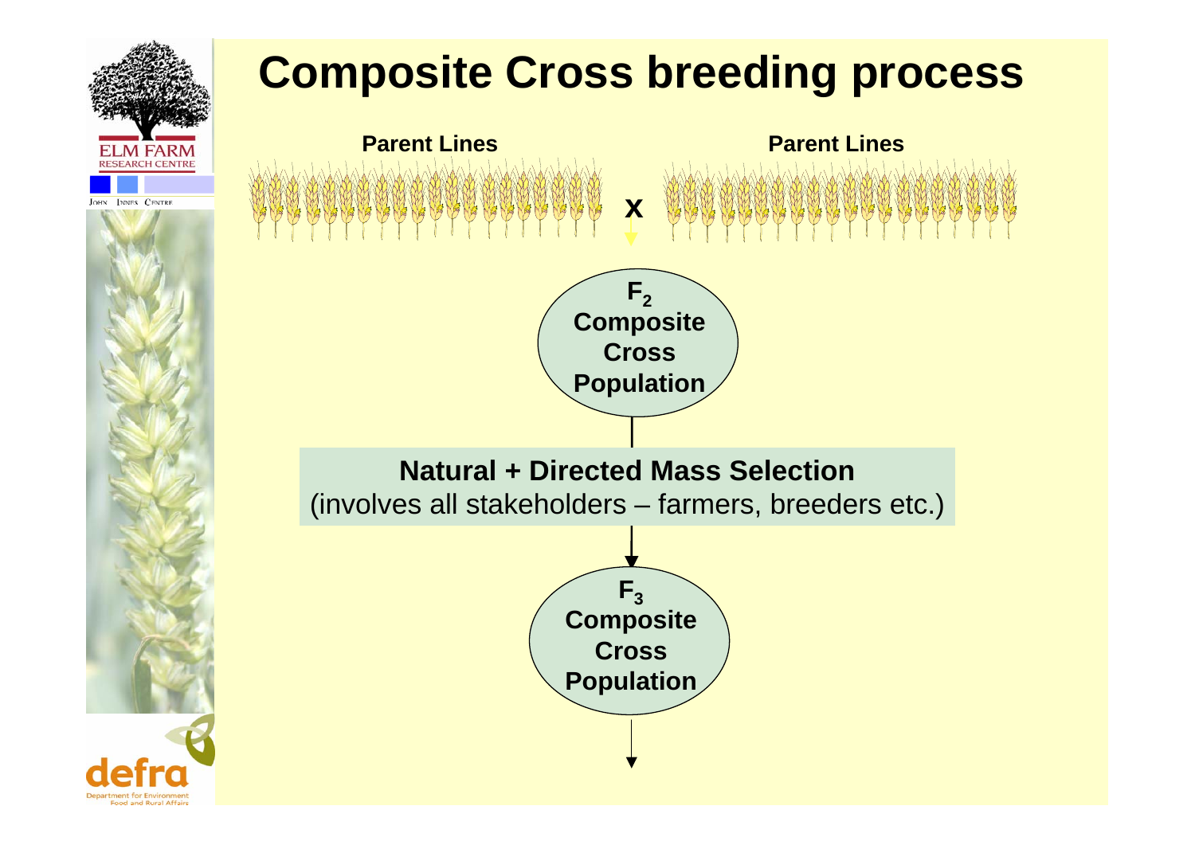# Composite Cross breeding process

**Parent Lines** x **Parent Lines**

**$F_2$ Composite Cross Population**

**Natural + Directed Mass Selection**
(involves all stakeholders – farmers, breeders etc.)

**$F_3$ Composite Cross Population**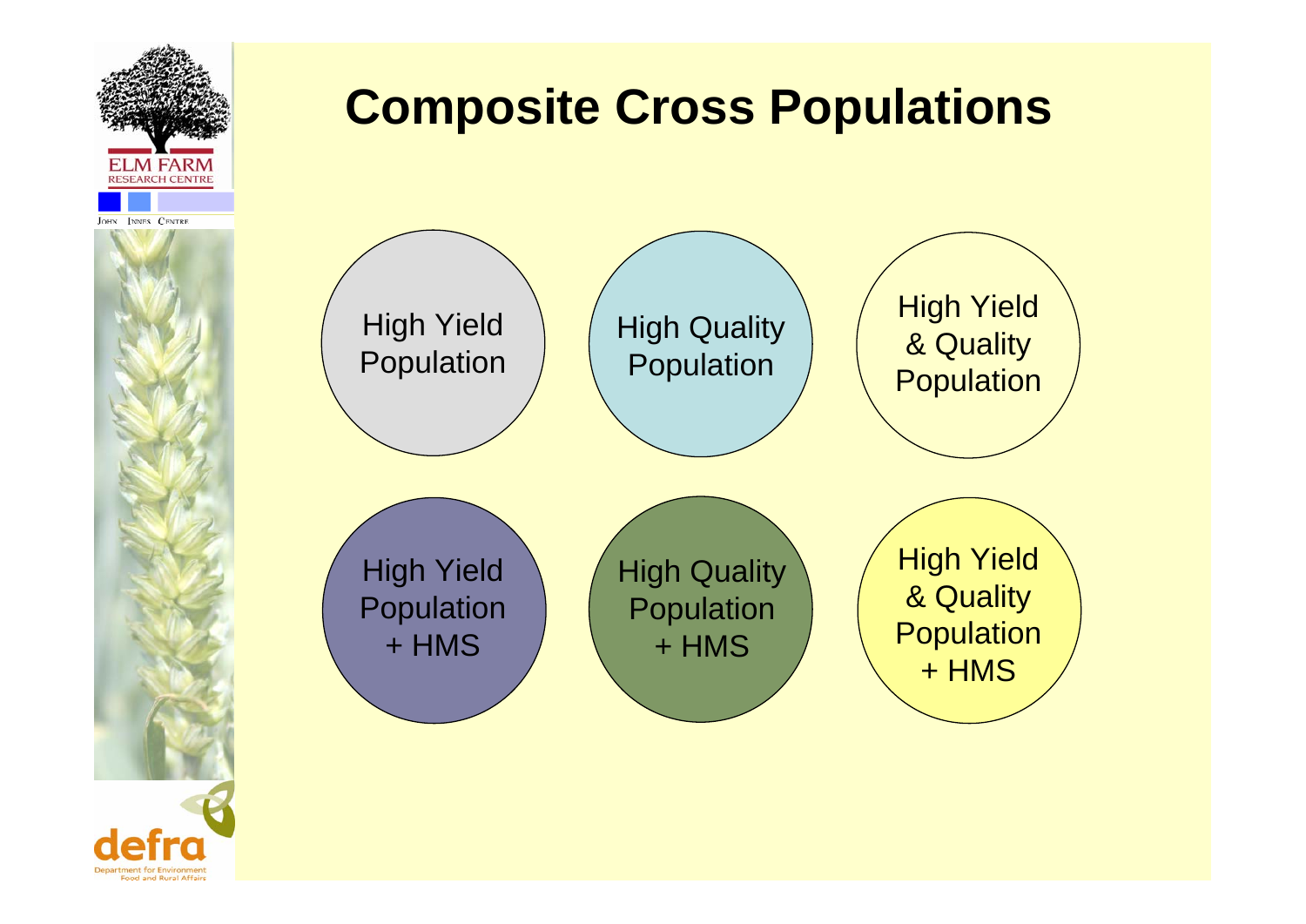# Composite Cross Populations

- High Yield Population
- High Quality Population
- High Yield & Quality Population
- High Yield Population + HMS
- High Quality Population + HMS
- High Yield & Quality Population + HMS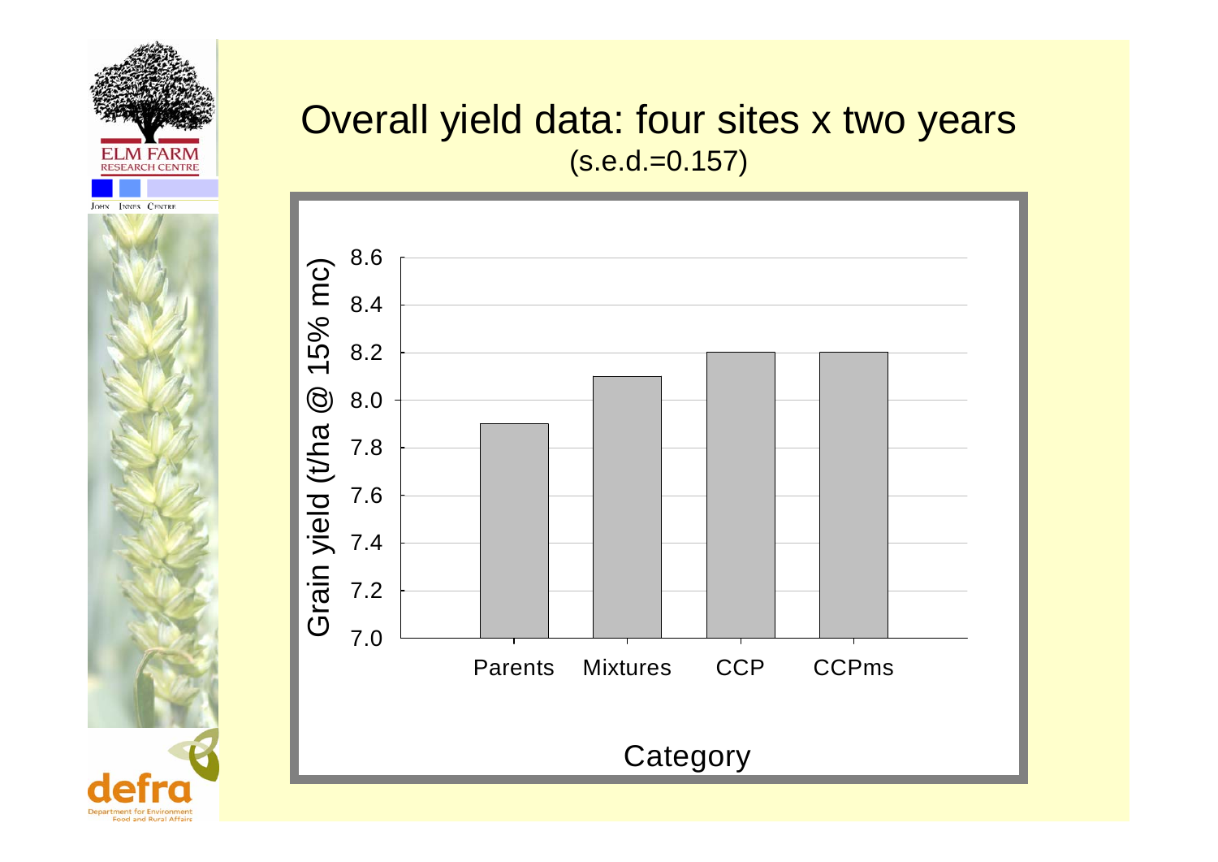# Overall yield data: four sites x two years

(s.e.d.=0.157)

| Category | Grain yield (t/ha @ 15% mc) |
| --- | --- |
| Parents | 7.9 |
| Mixtures | 8.1 |
| CCP | 8.2 |
| CCPms | 8.2 |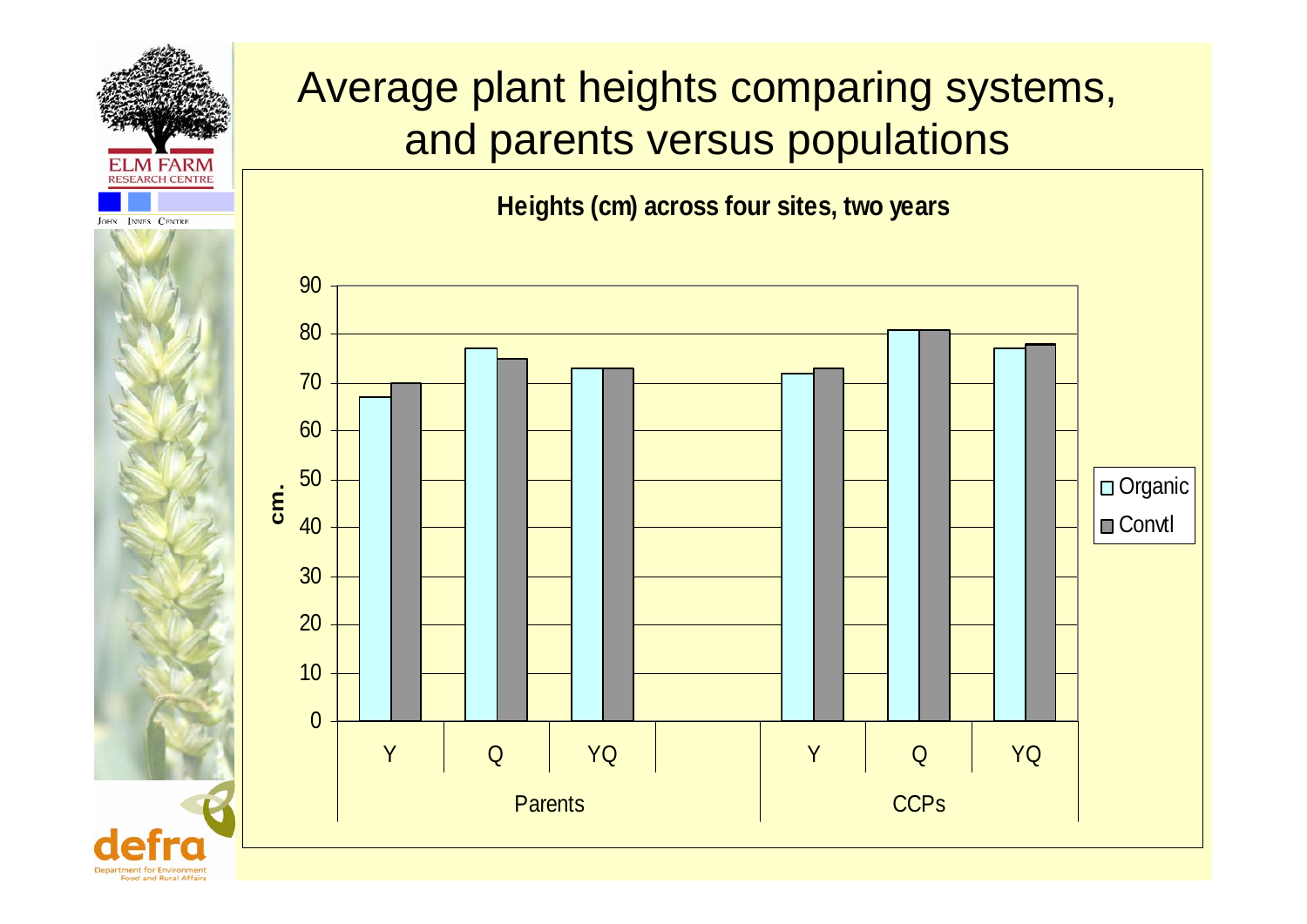# Average plant heights comparing systems, and parents versus populations

**Heights (cm) across four sites, two years**

| | | Organic | Convtl |
|---|---|---|---|
| Parents | Y | 67 | 70 |
| | Q | 77 | 75 |
| | YQ | 73 | 73 |
| CCPs | Y | 72 | 73 |
| | Q | 81 | 81 |
| | YQ | 77 | 78 |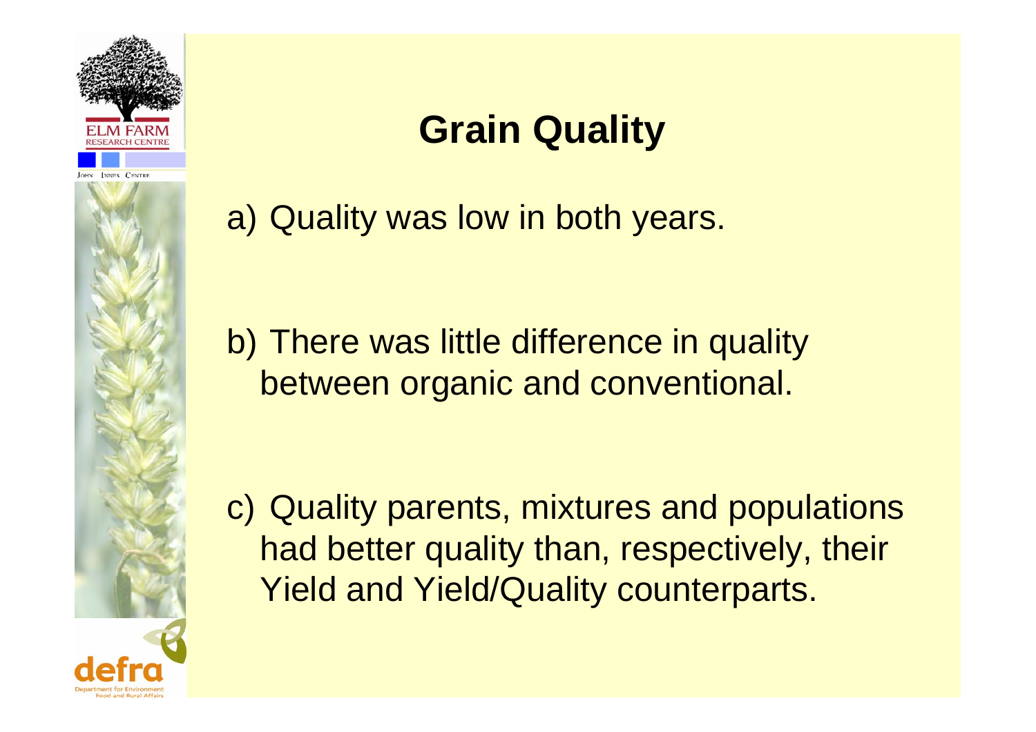# Grain Quality

a) Quality was low in both years.

b) There was little difference in quality between organic and conventional.

c) Quality parents, mixtures and populations had better quality than, respectively, their Yield and Yield/Quality counterparts.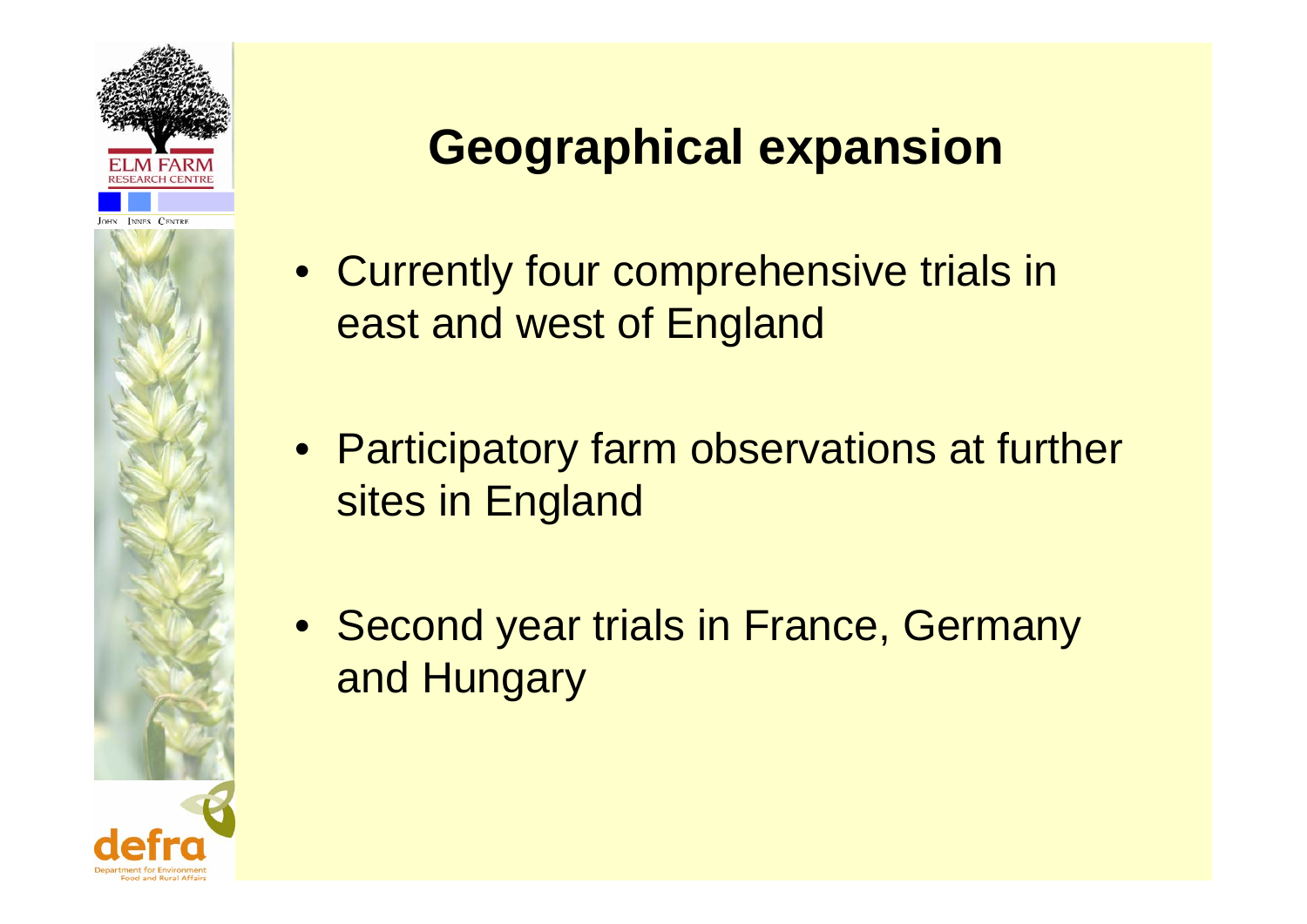# Geographical expansion

- Currently four comprehensive trials in east and west of England
- Participatory farm observations at further sites in England
- Second year trials in France, Germany and Hungary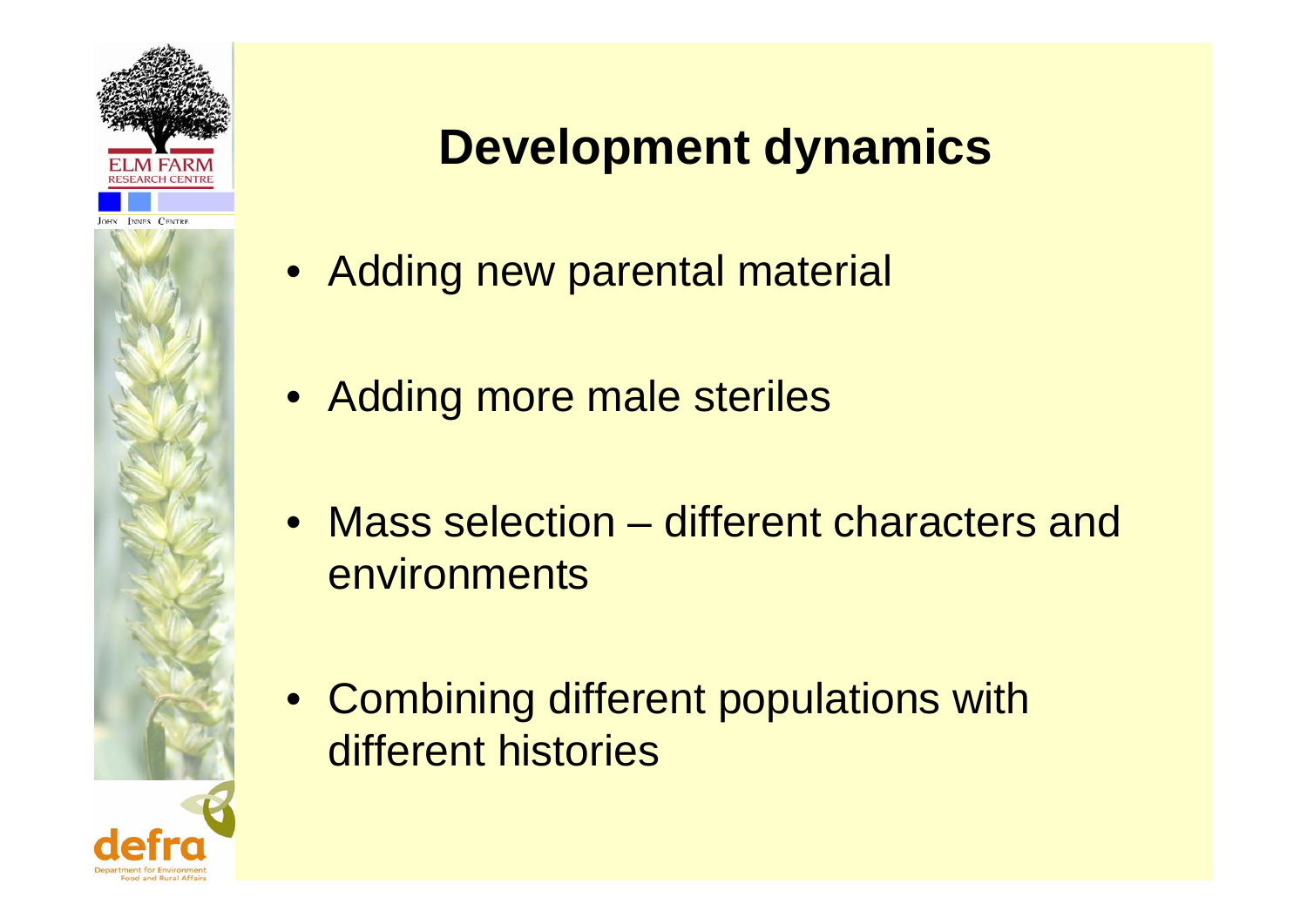# Development dynamics

- Adding new parental material
- Adding more male steriles
- Mass selection – different characters and environments
- Combining different populations with different histories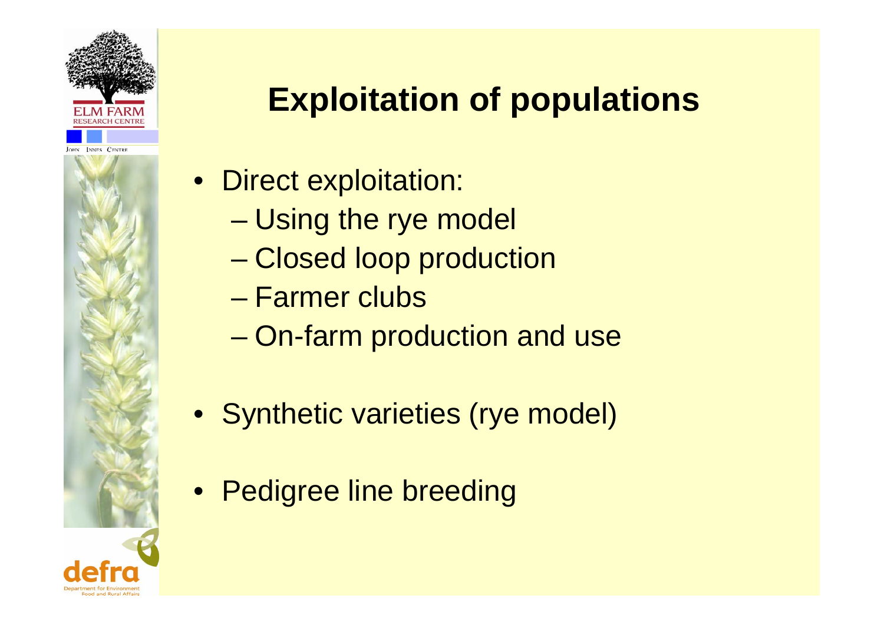# Exploitation of populations

- Direct exploitation:
  - Using the rye model
  - Closed loop production
  - Farmer clubs
  - On-farm production and use
- Synthetic varieties (rye model)
- Pedigree line breeding